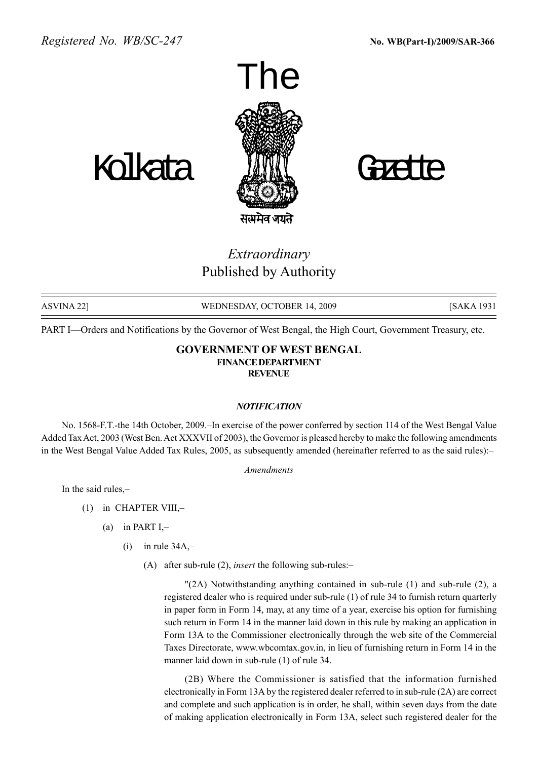*Registered No. WB/SC-247* **No. WB(Part-I)/2009/SAR-366**

# The Kolkata Gazette

सत्यमेव जयते

*Extraordinary*
Published by Authority

ASVINA 22] WEDNESDAY, OCTOBER 14, 2009 [SAKA 1931

PART I—Orders and Notifications by the Governor of West Bengal, the High Court, Government Treasury, etc.

## GOVERNMENT OF WEST BENGAL
### FINANCE DEPARTMENT
### REVENUE

***NOTIFICATION***

No. 1568-F.T.-the 14th October, 2009.–In exercise of the power conferred by section 114 of the West Bengal Value Added Tax Act, 2003 (West Ben. Act XXXVII of 2003), the Governor is pleased hereby to make the following amendments in the West Bengal Value Added Tax Rules, 2005, as subsequently amended (hereinafter referred to as the said rules):–

*Amendments*

In the said rules,–

(1) in CHAPTER VIII,–

(a) in PART I,–

(i) in rule 34A,–

(A) after sub-rule (2), *insert* the following sub-rules:–

"(2A) Notwithstanding anything contained in sub-rule (1) and sub-rule (2), a registered dealer who is required under sub-rule (1) of rule 34 to furnish return quarterly in paper form in Form 14, may, at any time of a year, exercise his option for furnishing such return in Form 14 in the manner laid down in this rule by making an application in Form 13A to the Commissioner electronically through the web site of the Commercial Taxes Directorate, www.wbcomtax.gov.in, in lieu of furnishing return in Form 14 in the manner laid down in sub-rule (1) of rule 34.

(2B) Where the Commissioner is satisfied that the information furnished electronically in Form 13A by the registered dealer referred to in sub-rule (2A) are correct and complete and such application is in order, he shall, within seven days from the date of making application electronically in Form 13A, select such registered dealer for the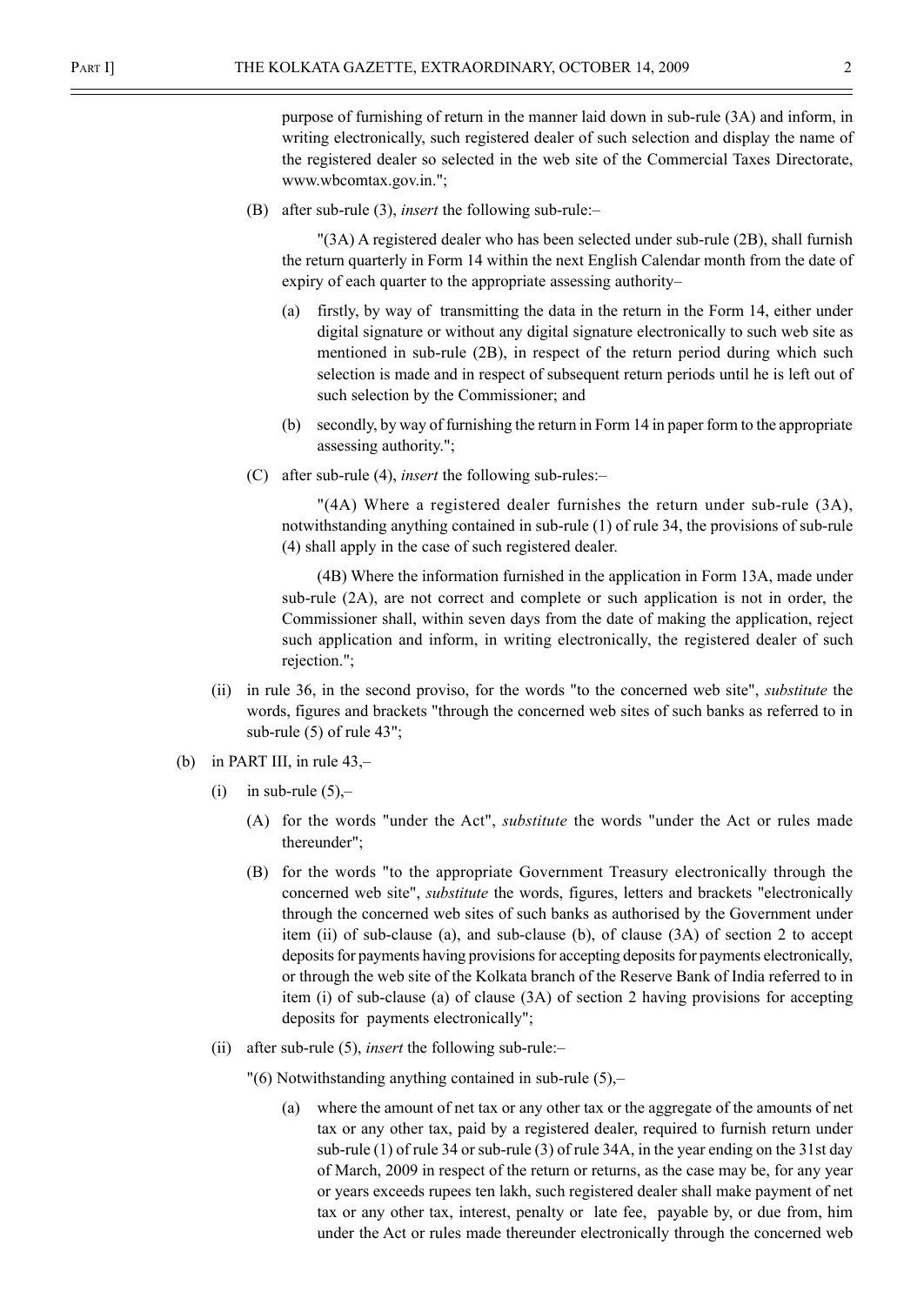purpose of furnishing of return in the manner laid down in sub-rule (3A) and inform, in writing electronically, such registered dealer of such selection and display the name of the registered dealer so selected in the web site of the Commercial Taxes Directorate, www.wbcomtax.gov.in.";

(B) after sub-rule (3), *insert* the following sub-rule:–

"(3A) A registered dealer who has been selected under sub-rule (2B), shall furnish the return quarterly in Form 14 within the next English Calendar month from the date of expiry of each quarter to the appropriate assessing authority–

(a) firstly, by way of transmitting the data in the return in the Form 14, either under digital signature or without any digital signature electronically to such web site as mentioned in sub-rule (2B), in respect of the return period during which such selection is made and in respect of subsequent return periods until he is left out of such selection by the Commissioner; and

(b) secondly, by way of furnishing the return in Form 14 in paper form to the appropriate assessing authority.";

(C) after sub-rule (4), *insert* the following sub-rules:–

"(4A) Where a registered dealer furnishes the return under sub-rule (3A), notwithstanding anything contained in sub-rule (1) of rule 34, the provisions of sub-rule (4) shall apply in the case of such registered dealer.

(4B) Where the information furnished in the application in Form 13A, made under sub-rule (2A), are not correct and complete or such application is not in order, the Commissioner shall, within seven days from the date of making the application, reject such application and inform, in writing electronically, the registered dealer of such rejection.";

(ii) in rule 36, in the second proviso, for the words "to the concerned web site", *substitute* the words, figures and brackets "through the concerned web sites of such banks as referred to in sub-rule (5) of rule 43";

(b) in PART III, in rule 43,–

(i) in sub-rule (5),–

(A) for the words "under the Act", *substitute* the words "under the Act or rules made thereunder";

(B) for the words "to the appropriate Government Treasury electronically through the concerned web site", *substitute* the words, figures, letters and brackets "electronically through the concerned web sites of such banks as authorised by the Government under item (ii) of sub-clause (a), and sub-clause (b), of clause (3A) of section 2 to accept deposits for payments having provisions for accepting deposits for payments electronically, or through the web site of the Kolkata branch of the Reserve Bank of India referred to in item (i) of sub-clause (a) of clause (3A) of section 2 having provisions for accepting deposits for payments electronically";

(ii) after sub-rule (5), *insert* the following sub-rule:–

"(6) Notwithstanding anything contained in sub-rule (5),–

(a) where the amount of net tax or any other tax or the aggregate of the amounts of net tax or any other tax, paid by a registered dealer, required to furnish return under sub-rule (1) of rule 34 or sub-rule (3) of rule 34A, in the year ending on the 31st day of March, 2009 in respect of the return or returns, as the case may be, for any year or years exceeds rupees ten lakh, such registered dealer shall make payment of net tax or any other tax, interest, penalty or late fee, payable by, or due from, him under the Act or rules made thereunder electronically through the concerned web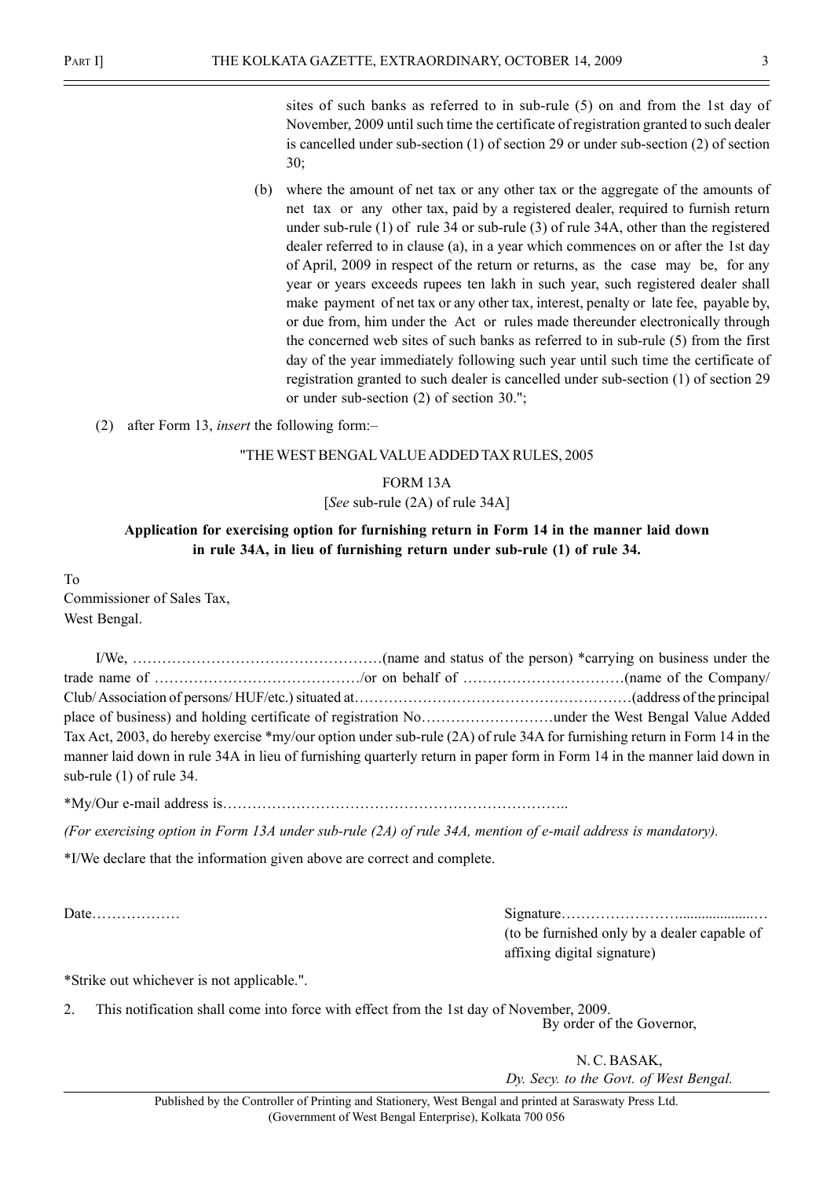sites of such banks as referred to in sub-rule (5) on and from the 1st day of November, 2009 until such time the certificate of registration granted to such dealer is cancelled under sub-section (1) of section 29 or under sub-section (2) of section 30;

(b) where the amount of net tax or any other tax or the aggregate of the amounts of net tax or any other tax, paid by a registered dealer, required to furnish return under sub-rule (1) of rule 34 or sub-rule (3) of rule 34A, other than the registered dealer referred to in clause (a), in a year which commences on or after the 1st day of April, 2009 in respect of the return or returns, as the case may be, for any year or years exceeds rupees ten lakh in such year, such registered dealer shall make payment of net tax or any other tax, interest, penalty or late fee, payable by, or due from, him under the Act or rules made thereunder electronically through the concerned web sites of such banks as referred to in sub-rule (5) from the first day of the year immediately following such year until such time the certificate of registration granted to such dealer is cancelled under sub-section (1) of section 29 or under sub-section (2) of section 30.";

(2) after Form 13, *insert* the following form:–

"THE WEST BENGAL VALUE ADDED TAX RULES, 2005

FORM 13A

[*See* sub-rule (2A) of rule 34A]

**Application for exercising option for furnishing return in Form 14 in the manner laid down in rule 34A, in lieu of furnishing return under sub-rule (1) of rule 34.**

To
Commissioner of Sales Tax,
West Bengal.

I/We, ……………………………………………(name and status of the person) *carrying on business under the trade name of ……………………………………/or on behalf of ……………………………(name of the Company/ Club/ Association of persons/ HUF/etc.) situated at…………………………………………………(address of the principal place of business) and holding certificate of registration No………………………under the West Bengal Value Added Tax Act, 2003, do hereby exercise *my/our option under sub-rule (2A) of rule 34A for furnishing return in Form 14 in the manner laid down in rule 34A in lieu of furnishing quarterly return in paper form in Form 14 in the manner laid down in sub-rule (1) of rule 34.

*My/Our e-mail address is……………………………………………………………..

*(For exercising option in Form 13A under sub-rule (2A) of rule 34A, mention of e-mail address is mandatory).*

*I/We declare that the information given above are correct and complete.

Date………………

Signature……………………....................…
(to be furnished only by a dealer capable of affixing digital signature)

*Strike out whichever is not applicable.".

2. This notification shall come into force with effect from the 1st day of November, 2009.

By order of the Governor,

N. C. BASAK,
*Dy. Secy. to the Govt. of West Bengal.*

Published by the Controller of Printing and Stationery, West Bengal and printed at Saraswaty Press Ltd. (Government of West Bengal Enterprise), Kolkata 700 056